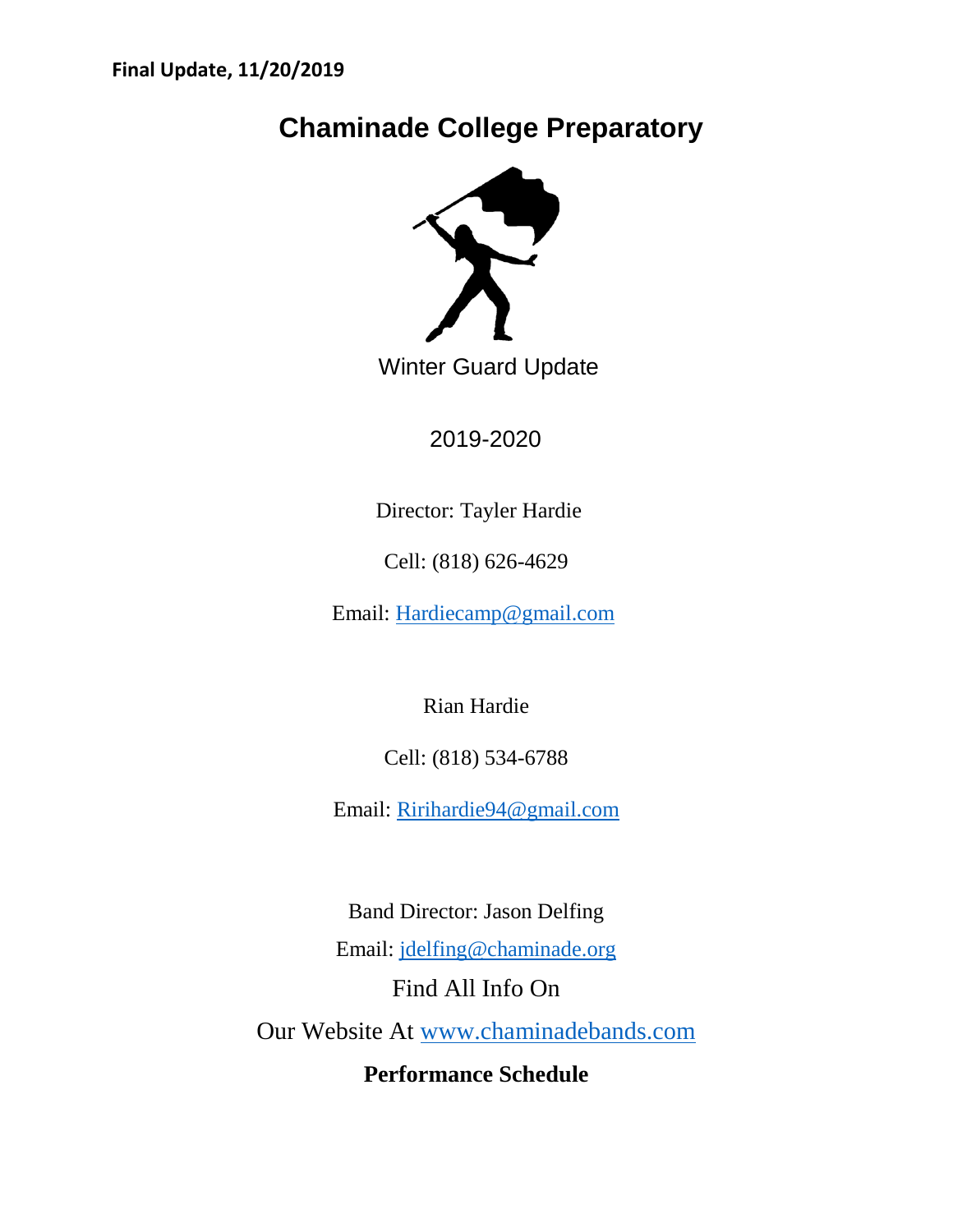**Final Update, 11/20/2019**

# Chaminade College Preparatory

Winter Guard Update

2019-2020

Director: Tayler Hardie

Cell: (818) 626-4629

Email: Hardiecamp@gmail.com

Rian Hardie

Cell: (818) 534-6788

Email: Ririhardie94@gmail.com

Band Director: Jason Delfing

Email: jdelfing@chaminade.org

Find All Info On

Our Website At www.chaminadebands.com

**Performance Schedule**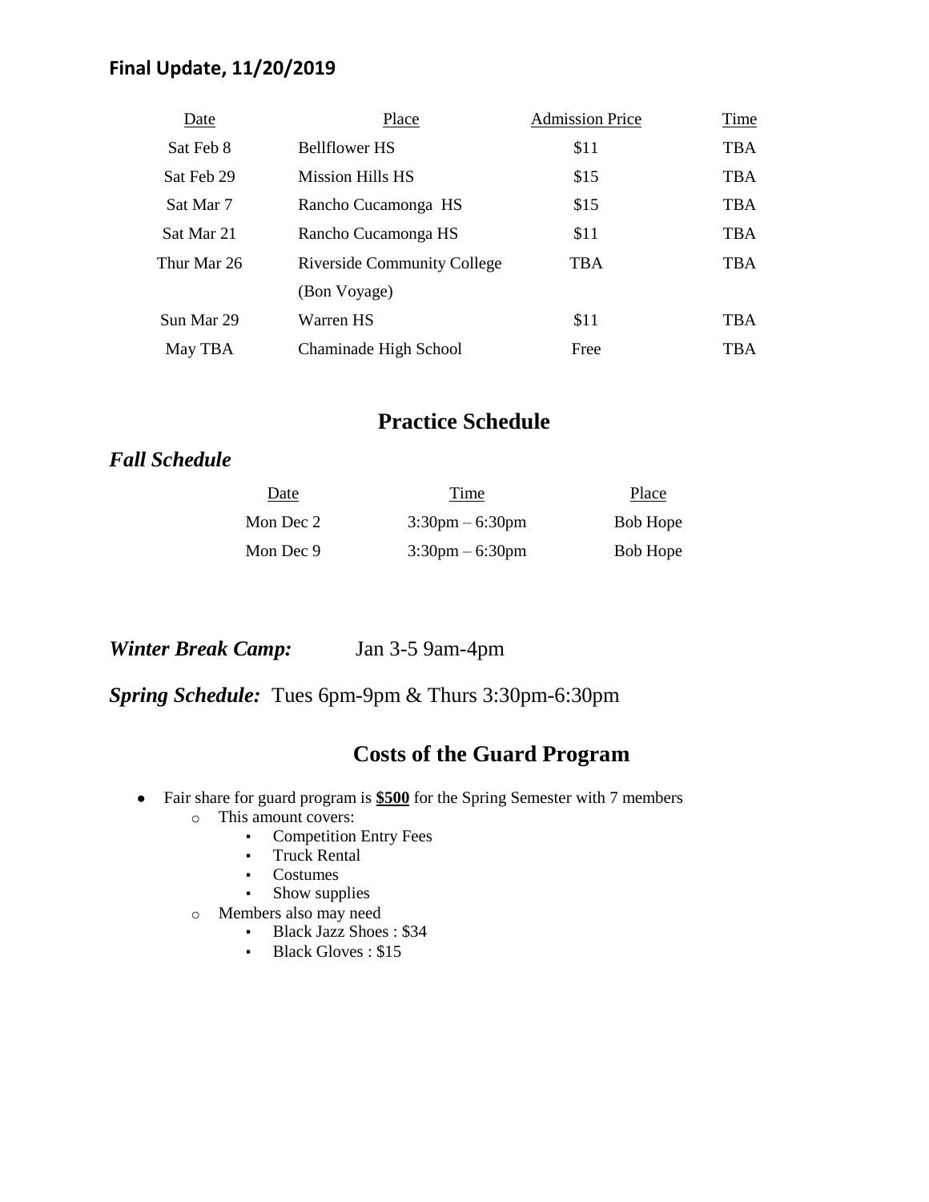**Final Update, 11/20/2019**

| Date | Place | Admission Price | Time |
| --- | --- | --- | --- |
| Sat Feb 8 | Bellflower HS | $11 | TBA |
| Sat Feb 29 | Mission Hills HS | $15 | TBA |
| Sat Mar 7 | Rancho Cucamonga HS | $15 | TBA |
| Sat Mar 21 | Rancho Cucamonga HS | $11 | TBA |
| Thur Mar 26 | Riverside Community College (Bon Voyage) | TBA | TBA |
| Sun Mar 29 | Warren HS | $11 | TBA |
| May TBA | Chaminade High School | Free | TBA |

## Practice Schedule

### *Fall Schedule*

| Date | Time | Place |
| --- | --- | --- |
| Mon Dec 2 | 3:30pm – 6:30pm | Bob Hope |
| Mon Dec 9 | 3:30pm – 6:30pm | Bob Hope |

***Winter Break Camp:*** Jan 3-5 9am-4pm

***Spring Schedule:*** Tues 6pm-9pm & Thurs 3:30pm-6:30pm

## Costs of the Guard Program

- Fair share for guard program is **$500** for the Spring Semester with 7 members
  - This amount covers:
    - Competition Entry Fees
    - Truck Rental
    - Costumes
    - Show supplies
  - Members also may need
    - Black Jazz Shoes : $34
    - Black Gloves : $15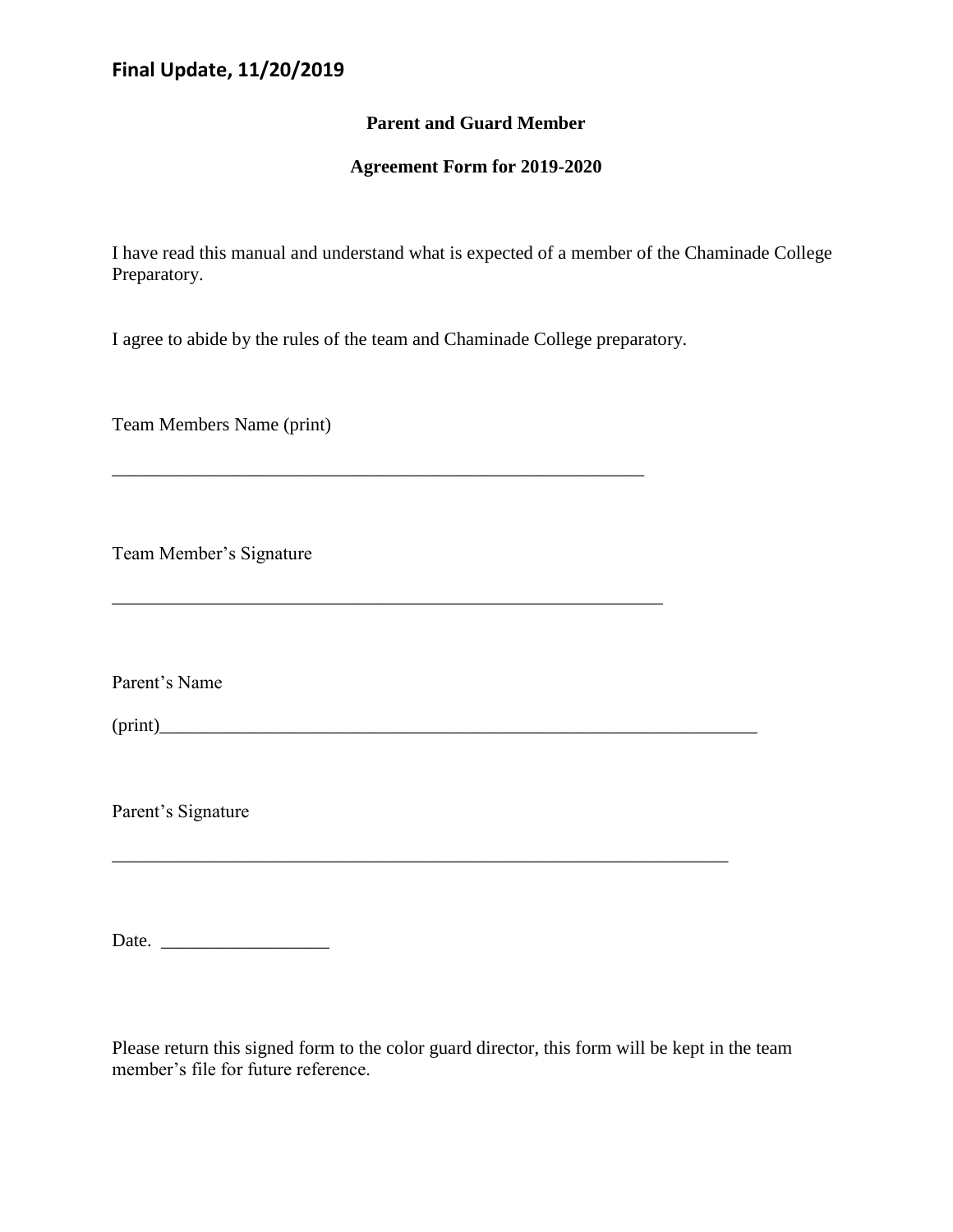**Final Update, 11/20/2019**

**Parent and Guard Member**

**Agreement Form for 2019-2020**

I have read this manual and understand what is expected of a member of the Chaminade College Preparatory.

I agree to abide by the rules of the team and Chaminade College preparatory.

Team Members Name (print)

___________________________________________________________

Team Member's Signature

_____________________________________________________________

Parent's Name

(print)__________________________________________________________________

Parent's Signature

____________________________________________________________________

Date. _________________

Please return this signed form to the color guard director, this form will be kept in the team member's file for future reference.